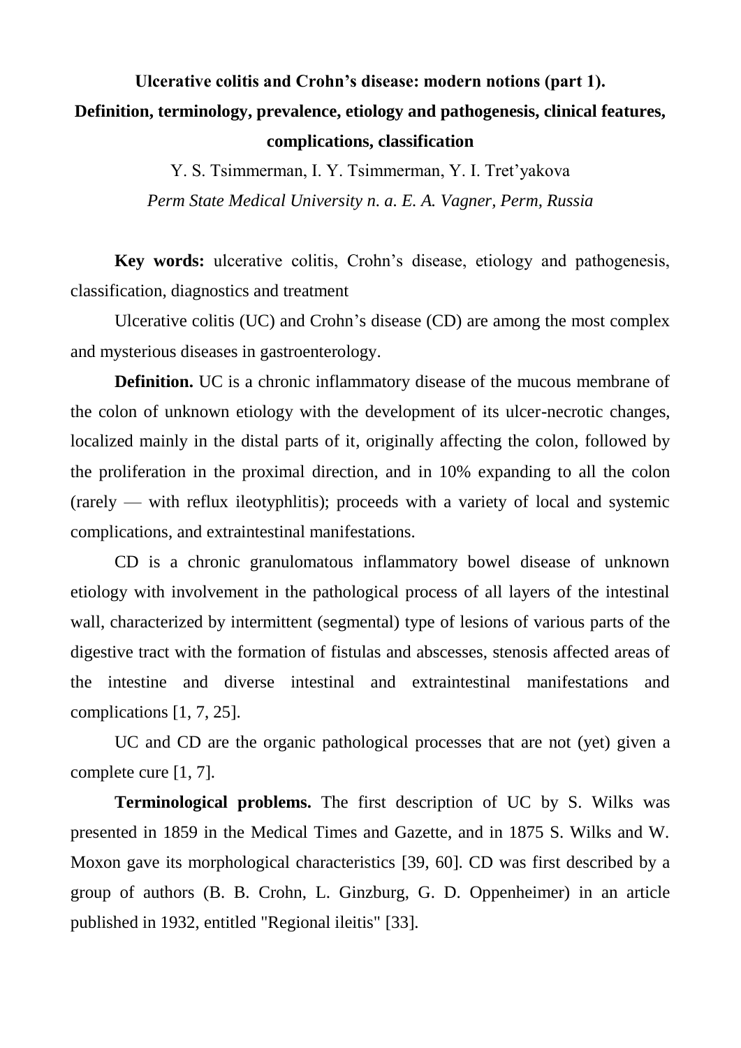# Ulcerative colitis and Crohn's disease: modern notions (part 1). Definition, terminology, prevalence, etiology and pathogenesis, clinical features, complications, classification

Y. S. Tsimmerman, I. Y. Tsimmerman, Y. I. Tret'yakova

*Perm State Medical University n. a. E. A. Vagner, Perm, Russia*

**Key words:** ulcerative colitis, Crohn's disease, etiology and pathogenesis, classification, diagnostics and treatment

Ulcerative colitis (UC) and Crohn's disease (CD) are among the most complex and mysterious diseases in gastroenterology.

**Definition.** UC is a chronic inflammatory disease of the mucous membrane of the colon of unknown etiology with the development of its ulcer-necrotic changes, localized mainly in the distal parts of it, originally affecting the colon, followed by the proliferation in the proximal direction, and in 10% expanding to all the colon (rarely — with reflux ileotyphlitis); proceeds with a variety of local and systemic complications, and extraintestinal manifestations.

CD is a chronic granulomatous inflammatory bowel disease of unknown etiology with involvement in the pathological process of all layers of the intestinal wall, characterized by intermittent (segmental) type of lesions of various parts of the digestive tract with the formation of fistulas and abscesses, stenosis affected areas of the intestine and diverse intestinal and extraintestinal manifestations and complications [1, 7, 25].

UC and CD are the organic pathological processes that are not (yet) given a complete cure [1, 7].

**Terminological problems.** The first description of UC by S. Wilks was presented in 1859 in the Medical Times and Gazette, and in 1875 S. Wilks and W. Moxon gave its morphological characteristics [39, 60]. CD was first described by a group of authors (B. B. Crohn, L. Ginzburg, G. D. Oppenheimer) in an article published in 1932, entitled "Regional ileitis" [33].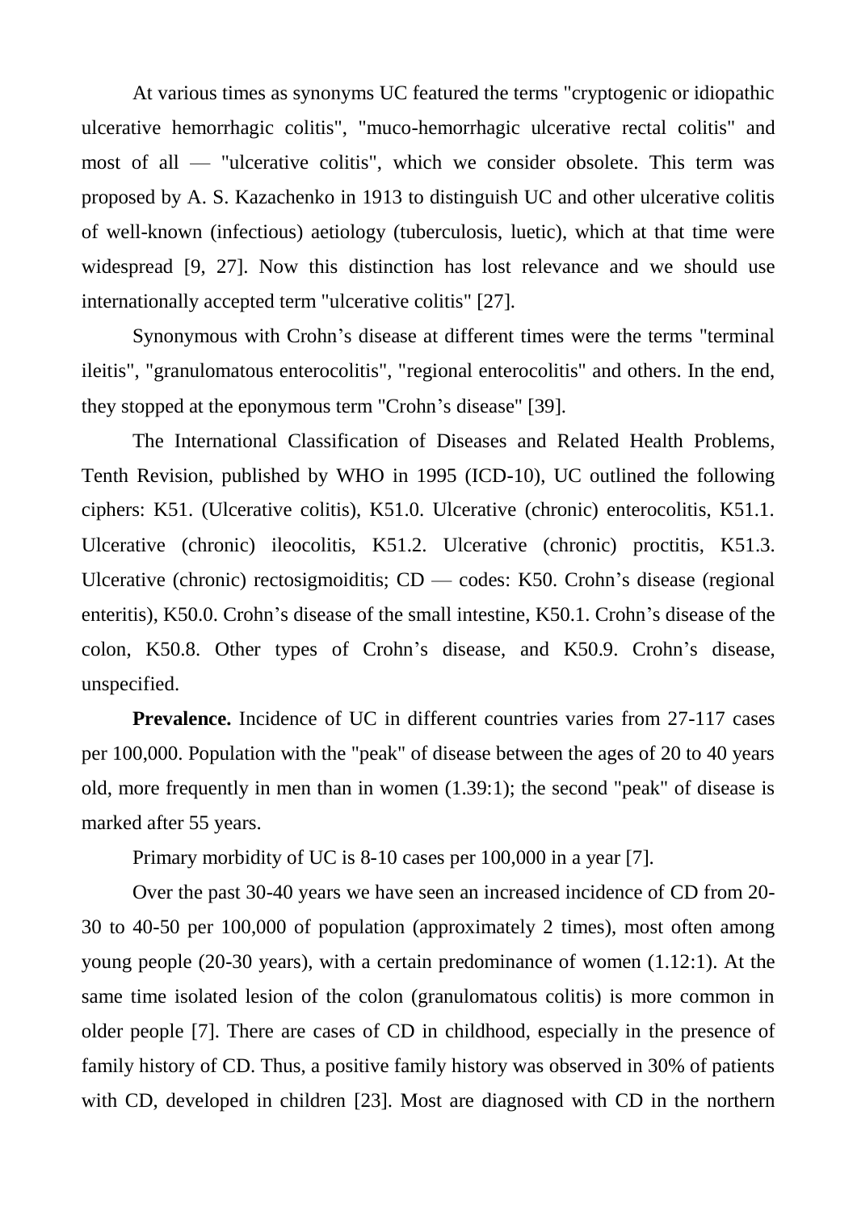At various times as synonyms UC featured the terms "cryptogenic or idiopathic ulcerative hemorrhagic colitis", "muco-hemorrhagic ulcerative rectal colitis" and most of all — "ulcerative colitis", which we consider obsolete. This term was proposed by A. S. Kazachenko in 1913 to distinguish UC and other ulcerative colitis of well-known (infectious) aetiology (tuberculosis, luetic), which at that time were widespread [9, 27]. Now this distinction has lost relevance and we should use internationally accepted term "ulcerative colitis" [27].

Synonymous with Crohn's disease at different times were the terms "terminal ileitis", "granulomatous enterocolitis", "regional enterocolitis" and others. In the end, they stopped at the eponymous term "Crohn's disease" [39].

The International Classification of Diseases and Related Health Problems, Tenth Revision, published by WHO in 1995 (ICD-10), UC outlined the following ciphers: K51. (Ulcerative colitis), K51.0. Ulcerative (chronic) enterocolitis, K51.1. Ulcerative (chronic) ileocolitis, K51.2. Ulcerative (chronic) proctitis, K51.3. Ulcerative (chronic) rectosigmoiditis; CD — codes: K50. Crohn's disease (regional enteritis), K50.0. Crohn's disease of the small intestine, K50.1. Crohn's disease of the colon, K50.8. Other types of Crohn's disease, and K50.9. Crohn's disease, unspecified.

**Prevalence.** Incidence of UC in different countries varies from 27-117 cases per 100,000. Population with the "peak" of disease between the ages of 20 to 40 years old, more frequently in men than in women (1.39:1); the second "peak" of disease is marked after 55 years.

Primary morbidity of UC is 8-10 cases per 100,000 in a year [7].

Over the past 30-40 years we have seen an increased incidence of CD from 20-30 to 40-50 per 100,000 of population (approximately 2 times), most often among young people (20-30 years), with a certain predominance of women (1.12:1). At the same time isolated lesion of the colon (granulomatous colitis) is more common in older people [7]. There are cases of CD in childhood, especially in the presence of family history of CD. Thus, a positive family history was observed in 30% of patients with CD, developed in children [23]. Most are diagnosed with CD in the northern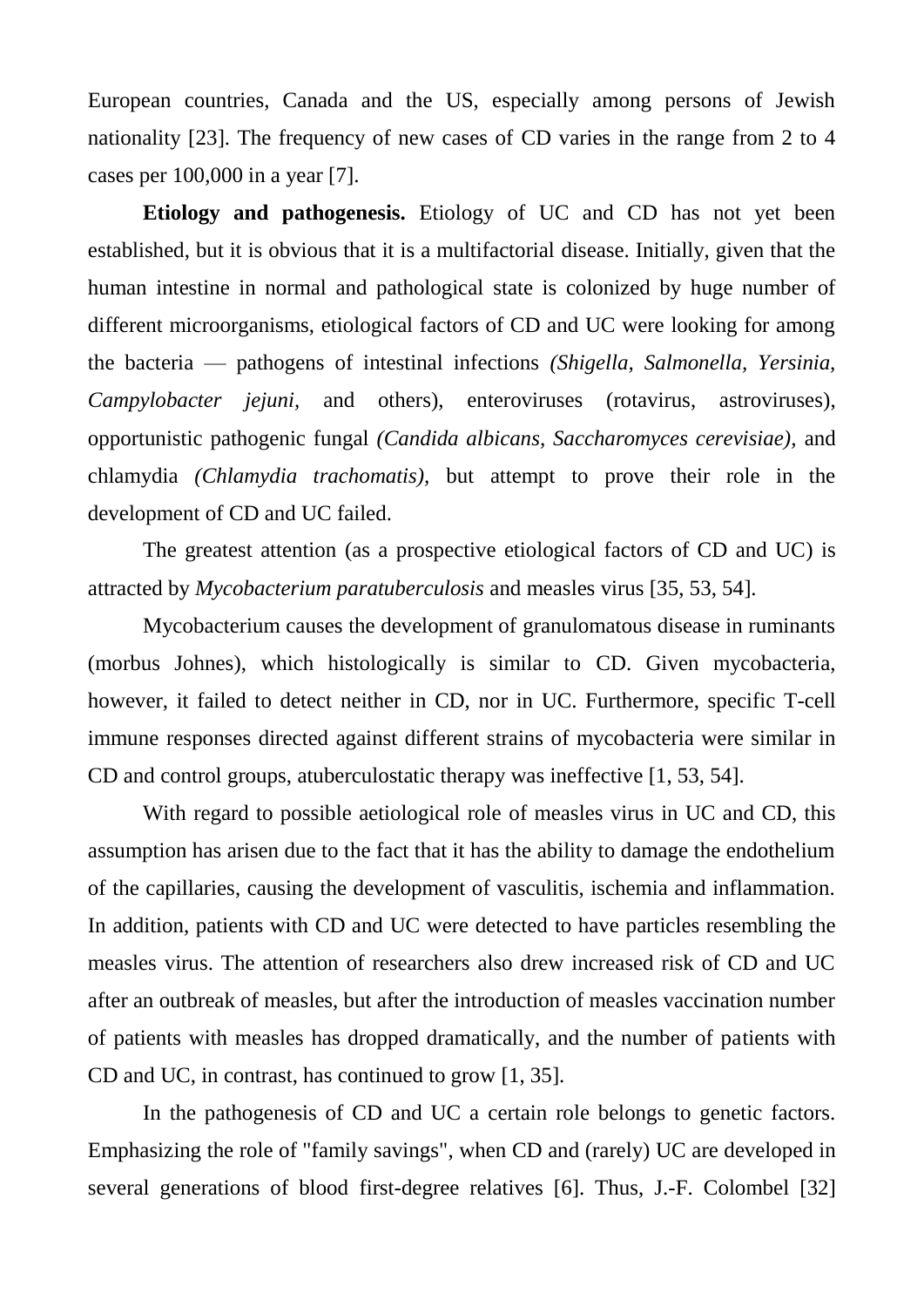European countries, Canada and the US, especially among persons of Jewish nationality [23]. The frequency of new cases of CD varies in the range from 2 to 4 cases per 100,000 in a year [7].

**Etiology and pathogenesis.** Etiology of UC and CD has not yet been established, but it is obvious that it is a multifactorial disease. Initially, given that the human intestine in normal and pathological state is colonized by huge number of different microorganisms, etiological factors of CD and UC were looking for among the bacteria — pathogens of intestinal infections *(Shigella, Salmonella, Yersinia, Campylobacter jejuni*, and others), enteroviruses (rotavirus, astroviruses), opportunistic pathogenic fungal *(Candida albicans, Saccharomyces cerevisiae)*, and chlamydia *(Chlamydia trachomatis)*, but attempt to prove their role in the development of CD and UC failed.

The greatest attention (as a prospective etiological factors of CD and UC) is attracted by *Mycobacterium paratuberculosis* and measles virus [35, 53, 54].

Mycobacterium causes the development of granulomatous disease in ruminants (morbus Johnes), which histologically is similar to CD. Given mycobacteria, however, it failed to detect neither in CD, nor in UC. Furthermore, specific T-cell immune responses directed against different strains of mycobacteria were similar in CD and control groups, atuberculostatic therapy was ineffective [1, 53, 54].

With regard to possible aetiological role of measles virus in UC and CD, this assumption has arisen due to the fact that it has the ability to damage the endothelium of the capillaries, causing the development of vasculitis, ischemia and inflammation. In addition, patients with CD and UC were detected to have particles resembling the measles virus. The attention of researchers also drew increased risk of CD and UC after an outbreak of measles, but after the introduction of measles vaccination number of patients with measles has dropped dramatically, and the number of patients with CD and UC, in contrast, has continued to grow [1, 35].

In the pathogenesis of CD and UC a certain role belongs to genetic factors. Emphasizing the role of "family savings", when CD and (rarely) UC are developed in several generations of blood first-degree relatives [6]. Thus, J.-F. Colombel [32]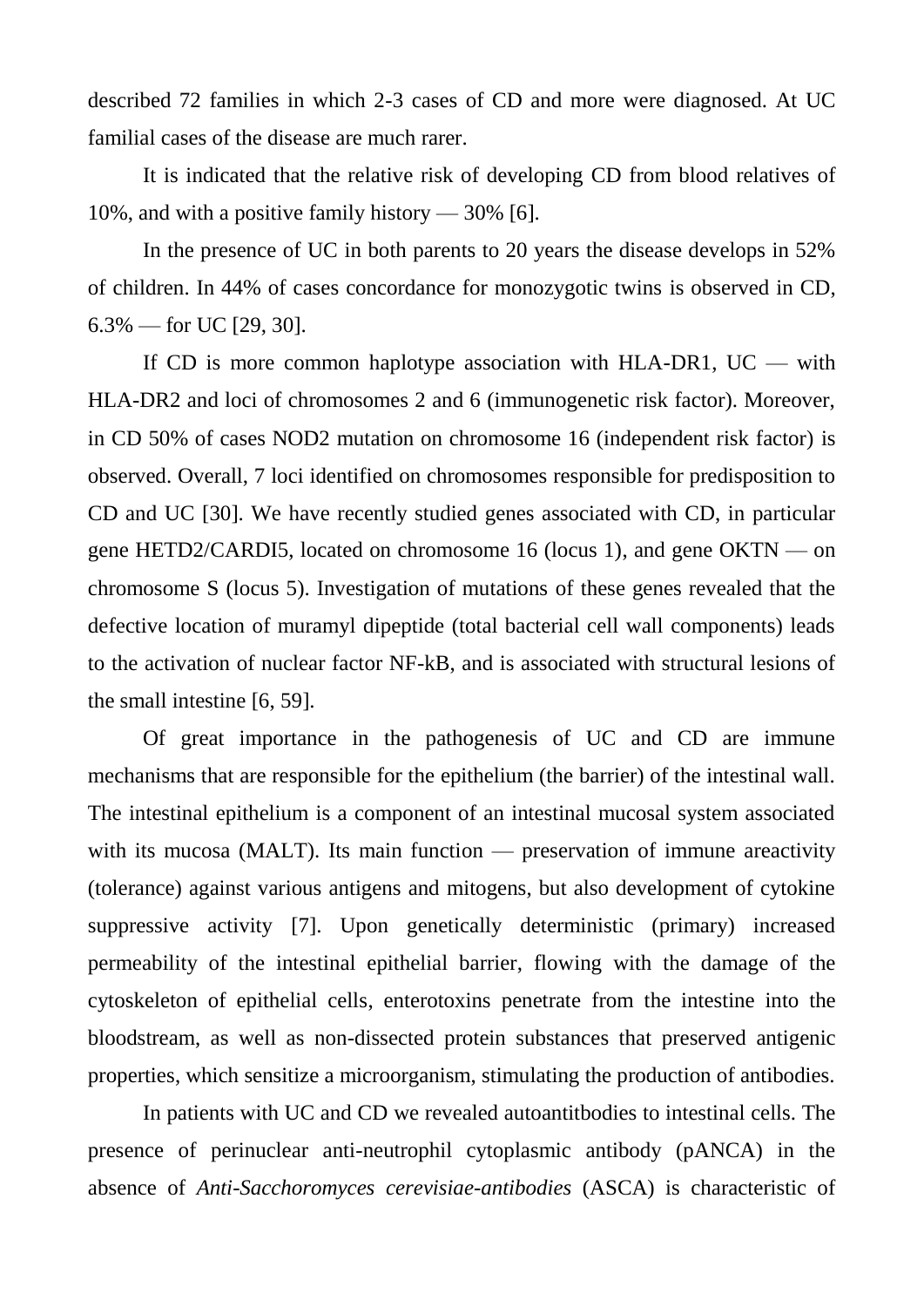described 72 families in which 2-3 cases of CD and more were diagnosed. At UC familial cases of the disease are much rarer.

It is indicated that the relative risk of developing CD from blood relatives of 10%, and with a positive family history — 30% [6].

In the presence of UC in both parents to 20 years the disease develops in 52% of children. In 44% of cases concordance for monozygotic twins is observed in CD, 6.3% — for UC [29, 30].

If CD is more common haplotype association with HLA-DR1, UC — with HLA-DR2 and loci of chromosomes 2 and 6 (immunogenetic risk factor). Moreover, in CD 50% of cases NOD2 mutation on chromosome 16 (independent risk factor) is observed. Overall, 7 loci identified on chromosomes responsible for predisposition to CD and UC [30]. We have recently studied genes associated with CD, in particular gene HETD2/CARDI5, located on chromosome 16 (locus 1), and gene OKTN — on chromosome S (locus 5). Investigation of mutations of these genes revealed that the defective location of muramyl dipeptide (total bacterial cell wall components) leads to the activation of nuclear factor NF-kB, and is associated with structural lesions of the small intestine [6, 59].

Of great importance in the pathogenesis of UC and CD are immune mechanisms that are responsible for the epithelium (the barrier) of the intestinal wall. The intestinal epithelium is a component of an intestinal mucosal system associated with its mucosa (MALT). Its main function — preservation of immune areactivity (tolerance) against various antigens and mitogens, but also development of cytokine suppressive activity [7]. Upon genetically deterministic (primary) increased permeability of the intestinal epithelial barrier, flowing with the damage of the cytoskeleton of epithelial cells, enterotoxins penetrate from the intestine into the bloodstream, as well as non-dissected protein substances that preserved antigenic properties, which sensitize a microorganism, stimulating the production of antibodies.

In patients with UC and CD we revealed autoantitbodies to intestinal cells. The presence of perinuclear anti-neutrophil cytoplasmic antibody (pANCA) in the absence of *Anti-Sacchoromyces cerevisiae-antibodies* (ASCA) is characteristic of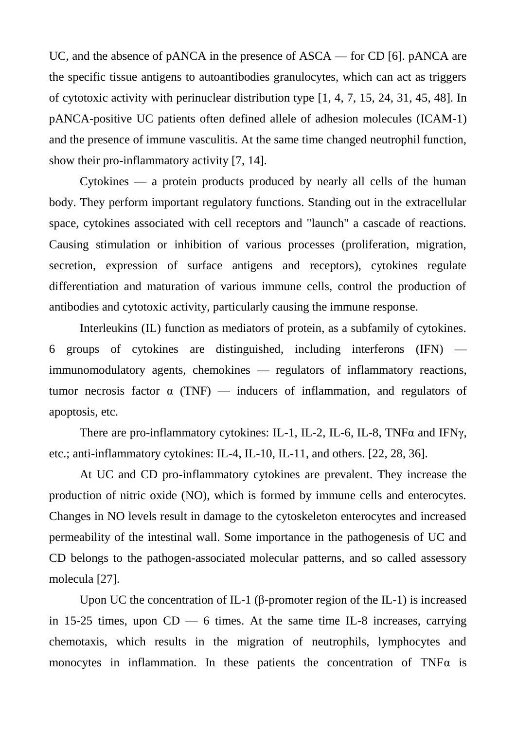UC, and the absence of pANCA in the presence of ASCA — for CD [6]. pANCA are the specific tissue antigens to autoantibodies granulocytes, which can act as triggers of cytotoxic activity with perinuclear distribution type [1, 4, 7, 15, 24, 31, 45, 48]. In pANCA-positive UC patients often defined allele of adhesion molecules (ICAM-1) and the presence of immune vasculitis. At the same time changed neutrophil function, show their pro-inflammatory activity [7, 14].

Cytokines — a protein products produced by nearly all cells of the human body. They perform important regulatory functions. Standing out in the extracellular space, cytokines associated with cell receptors and "launch" a cascade of reactions. Causing stimulation or inhibition of various processes (proliferation, migration, secretion, expression of surface antigens and receptors), cytokines regulate differentiation and maturation of various immune cells, control the production of antibodies and cytotoxic activity, particularly causing the immune response.

Interleukins (IL) function as mediators of protein, as a subfamily of cytokines. 6 groups of cytokines are distinguished, including interferons (IFN) — immunomodulatory agents, chemokines — regulators of inflammatory reactions, tumor necrosis factor α (TNF) — inducers of inflammation, and regulators of apoptosis, etc.

There are pro-inflammatory cytokines: IL-1, IL-2, IL-6, IL-8, TNFα and IFNγ, etc.; anti-inflammatory cytokines: IL-4, IL-10, IL-11, and others. [22, 28, 36].

At UC and CD pro-inflammatory cytokines are prevalent. They increase the production of nitric oxide (NO), which is formed by immune cells and enterocytes. Changes in NO levels result in damage to the cytoskeleton enterocytes and increased permeability of the intestinal wall. Some importance in the pathogenesis of UC and CD belongs to the pathogen-associated molecular patterns, and so called assessory molecula [27].

Upon UC the concentration of IL-1 (β-promoter region of the IL-1) is increased in 15-25 times, upon CD — 6 times. At the same time IL-8 increases, carrying chemotaxis, which results in the migration of neutrophils, lymphocytes and monocytes in inflammation. In these patients the concentration of TNFα is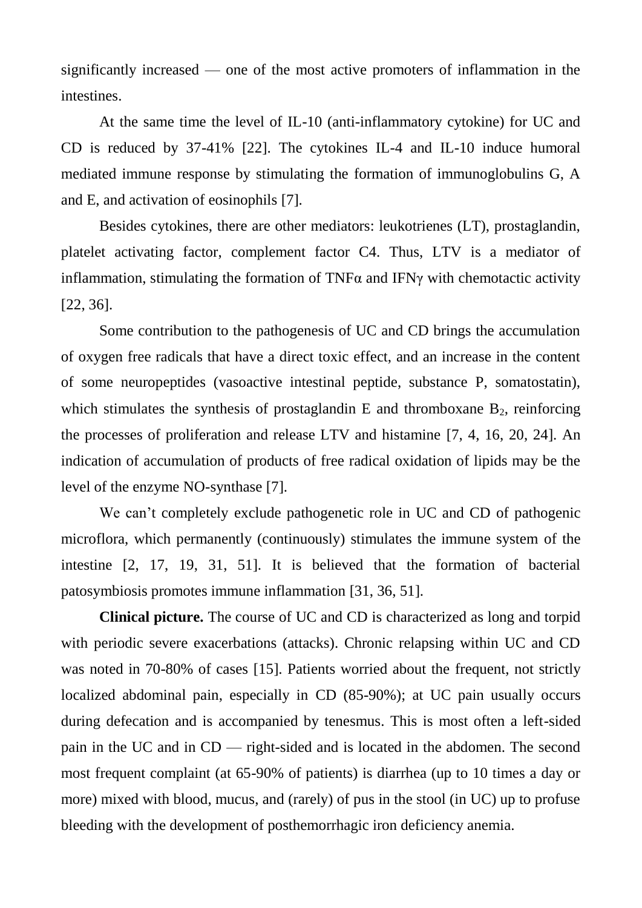significantly increased — one of the most active promoters of inflammation in the intestines.

At the same time the level of IL-10 (anti-inflammatory cytokine) for UC and CD is reduced by 37-41% [22]. The cytokines IL-4 and IL-10 induce humoral mediated immune response by stimulating the formation of immunoglobulins G, A and E, and activation of eosinophils [7].

Besides cytokines, there are other mediators: leukotrienes (LT), prostaglandin, platelet activating factor, complement factor C4. Thus, LTV is a mediator of inflammation, stimulating the formation of TNFα and IFNγ with chemotactic activity [22, 36].

Some contribution to the pathogenesis of UC and CD brings the accumulation of oxygen free radicals that have a direct toxic effect, and an increase in the content of some neuropeptides (vasoactive intestinal peptide, substance P, somatostatin), which stimulates the synthesis of prostaglandin E and thromboxane $B_2$, reinforcing the processes of proliferation and release LTV and histamine [7, 4, 16, 20, 24]. An indication of accumulation of products of free radical oxidation of lipids may be the level of the enzyme NO-synthase [7].

We can't completely exclude pathogenetic role in UC and CD of pathogenic microflora, which permanently (continuously) stimulates the immune system of the intestine [2, 17, 19, 31, 51]. It is believed that the formation of bacterial patosymbiosis promotes immune inflammation [31, 36, 51].

**Clinical picture.** The course of UC and CD is characterized as long and torpid with periodic severe exacerbations (attacks). Chronic relapsing within UC and CD was noted in 70-80% of cases [15]. Patients worried about the frequent, not strictly localized abdominal pain, especially in CD (85-90%); at UC pain usually occurs during defecation and is accompanied by tenesmus. This is most often a left-sided pain in the UC and in CD — right-sided and is located in the abdomen. The second most frequent complaint (at 65-90% of patients) is diarrhea (up to 10 times a day or more) mixed with blood, mucus, and (rarely) of pus in the stool (in UC) up to profuse bleeding with the development of posthemorrhagic iron deficiency anemia.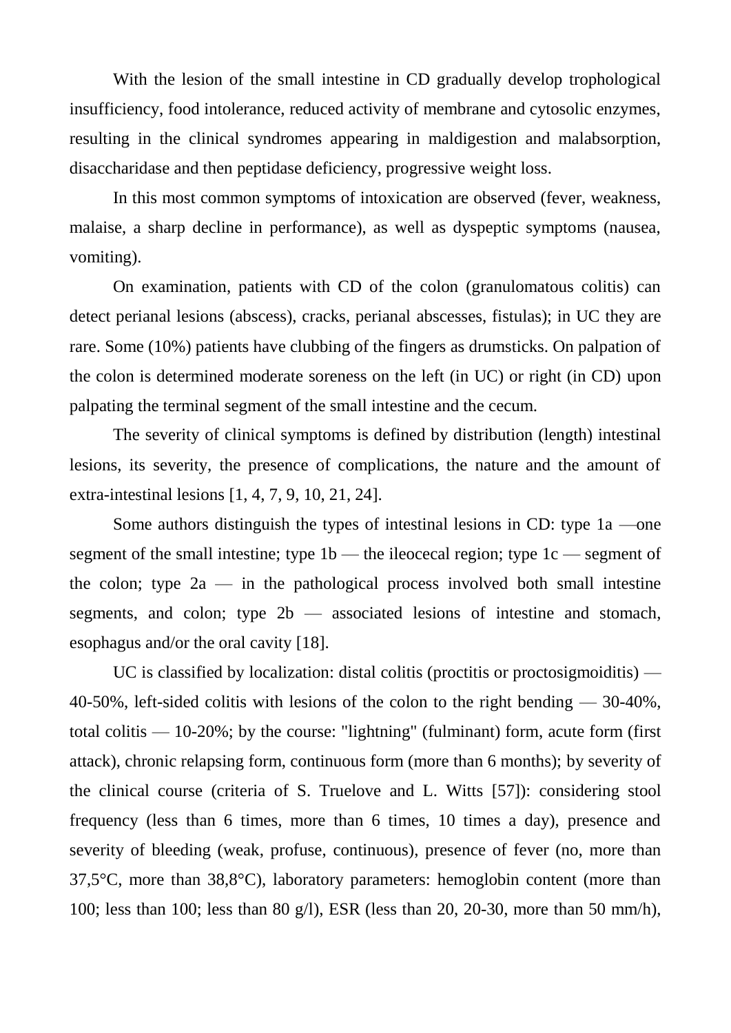With the lesion of the small intestine in CD gradually develop trophological insufficiency, food intolerance, reduced activity of membrane and cytosolic enzymes, resulting in the clinical syndromes appearing in maldigestion and malabsorption, disaccharidase and then peptidase deficiency, progressive weight loss.

In this most common symptoms of intoxication are observed (fever, weakness, malaise, a sharp decline in performance), as well as dyspeptic symptoms (nausea, vomiting).

On examination, patients with CD of the colon (granulomatous colitis) can detect perianal lesions (abscess), cracks, perianal abscesses, fistulas); in UC they are rare. Some (10%) patients have clubbing of the fingers as drumsticks. On palpation of the colon is determined moderate soreness on the left (in UC) or right (in CD) upon palpating the terminal segment of the small intestine and the cecum.

The severity of clinical symptoms is defined by distribution (length) intestinal lesions, its severity, the presence of complications, the nature and the amount of extra-intestinal lesions [1, 4, 7, 9, 10, 21, 24].

Some authors distinguish the types of intestinal lesions in CD: type 1a —one segment of the small intestine; type 1b — the ileocecal region; type 1c — segment of the colon; type 2a — in the pathological process involved both small intestine segments, and colon; type 2b — associated lesions of intestine and stomach, esophagus and/or the oral cavity [18].

UC is classified by localization: distal colitis (proctitis or proctosigmoiditis) — 40-50%, left-sided colitis with lesions of the colon to the right bending — 30-40%, total colitis — 10-20%; by the course: "lightning" (fulminant) form, acute form (first attack), chronic relapsing form, continuous form (more than 6 months); by severity of the clinical course (criteria of S. Truelove and L. Witts [57]): considering stool frequency (less than 6 times, more than 6 times, 10 times a day), presence and severity of bleeding (weak, profuse, continuous), presence of fever (no, more than 37,5°C, more than 38,8°C), laboratory parameters: hemoglobin content (more than 100; less than 100; less than 80 g/l), ESR (less than 20, 20-30, more than 50 mm/h),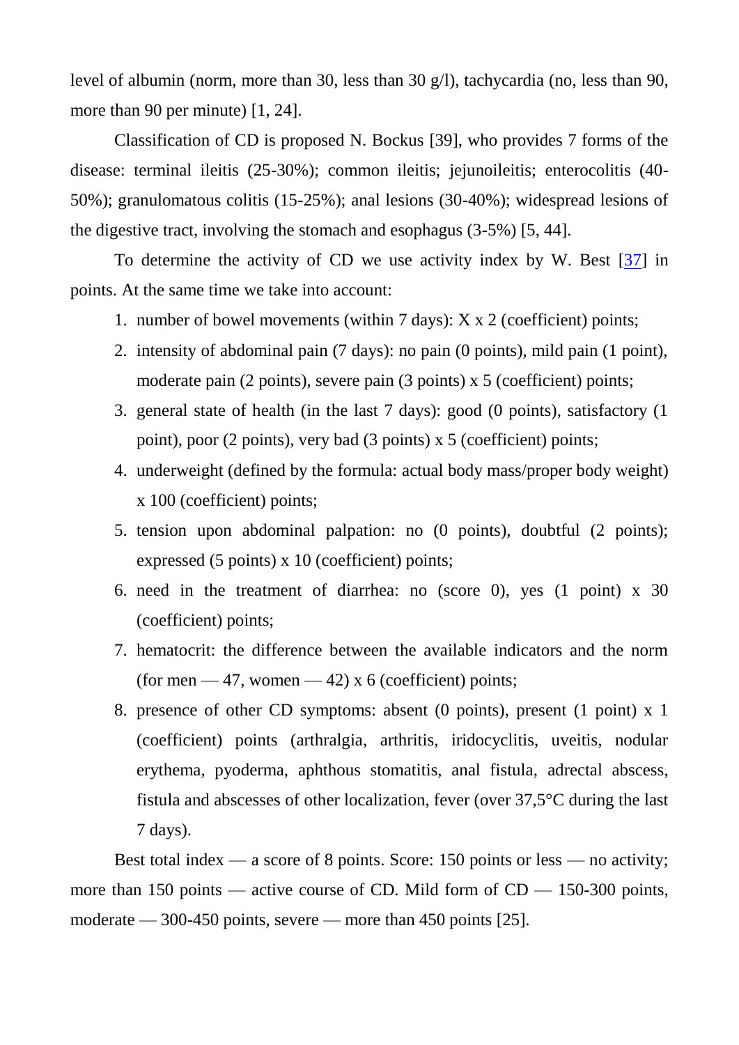level of albumin (norm, more than 30, less than 30 g/l), tachycardia (no, less than 90, more than 90 per minute) [1, 24].

Classification of CD is proposed N. Bockus [39], who provides 7 forms of the disease: terminal ileitis (25-30%); common ileitis; jejunoileitis; enterocolitis (40-50%); granulomatous colitis (15-25%); anal lesions (30-40%); widespread lesions of the digestive tract, involving the stomach and esophagus (3-5%) [5, 44].

To determine the activity of CD we use activity index by W. Best [37] in points. At the same time we take into account:

1. number of bowel movements (within 7 days): X x 2 (coefficient) points;
2. intensity of abdominal pain (7 days): no pain (0 points), mild pain (1 point), moderate pain (2 points), severe pain (3 points) x 5 (coefficient) points;
3. general state of health (in the last 7 days): good (0 points), satisfactory (1 point), poor (2 points), very bad (3 points) x 5 (coefficient) points;
4. underweight (defined by the formula: actual body mass/proper body weight) x 100 (coefficient) points;
5. tension upon abdominal palpation: no (0 points), doubtful (2 points); expressed (5 points) x 10 (coefficient) points;
6. need in the treatment of diarrhea: no (score 0), yes (1 point) x 30 (coefficient) points;
7. hematocrit: the difference between the available indicators and the norm (for men — 47, women — 42) x 6 (coefficient) points;
8. presence of other CD symptoms: absent (0 points), present (1 point) x 1 (coefficient) points (arthralgia, arthritis, iridocyclitis, uveitis, nodular erythema, pyoderma, aphthous stomatitis, anal fistula, adrectal abscess, fistula and abscesses of other localization, fever (over 37,5°C during the last 7 days).

Best total index — a score of 8 points. Score: 150 points or less — no activity; more than 150 points — active course of CD. Mild form of CD — 150-300 points, moderate — 300-450 points, severe — more than 450 points [25].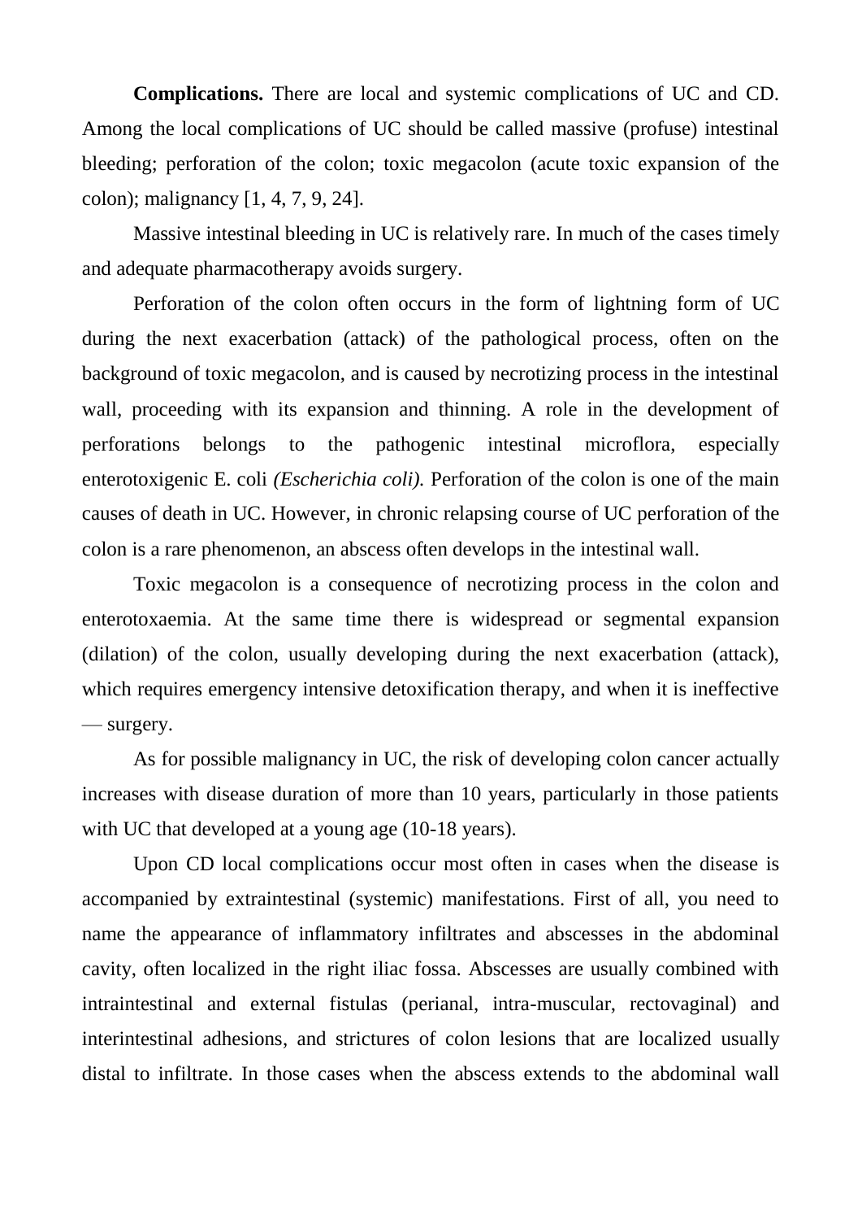**Complications.** There are local and systemic complications of UC and CD. Among the local complications of UC should be called massive (profuse) intestinal bleeding; perforation of the colon; toxic megacolon (acute toxic expansion of the colon); malignancy [1, 4, 7, 9, 24].

Massive intestinal bleeding in UC is relatively rare. In much of the cases timely and adequate pharmacotherapy avoids surgery.

Perforation of the colon often occurs in the form of lightning form of UC during the next exacerbation (attack) of the pathological process, often on the background of toxic megacolon, and is caused by necrotizing process in the intestinal wall, proceeding with its expansion and thinning. A role in the development of perforations belongs to the pathogenic intestinal microflora, especially enterotoxigenic E. coli *(Escherichia coli).* Perforation of the colon is one of the main causes of death in UC. However, in chronic relapsing course of UC perforation of the colon is a rare phenomenon, an abscess often develops in the intestinal wall.

Toxic megacolon is a consequence of necrotizing process in the colon and enterotoxaemia. At the same time there is widespread or segmental expansion (dilation) of the colon, usually developing during the next exacerbation (attack), which requires emergency intensive detoxification therapy, and when it is ineffective — surgery.

As for possible malignancy in UC, the risk of developing colon cancer actually increases with disease duration of more than 10 years, particularly in those patients with UC that developed at a young age (10-18 years).

Upon CD local complications occur most often in cases when the disease is accompanied by extraintestinal (systemic) manifestations. First of all, you need to name the appearance of inflammatory infiltrates and abscesses in the abdominal cavity, often localized in the right iliac fossa. Abscesses are usually combined with intraintestinal and external fistulas (perianal, intra-muscular, rectovaginal) and interintestinal adhesions, and strictures of colon lesions that are localized usually distal to infiltrate. In those cases when the abscess extends to the abdominal wall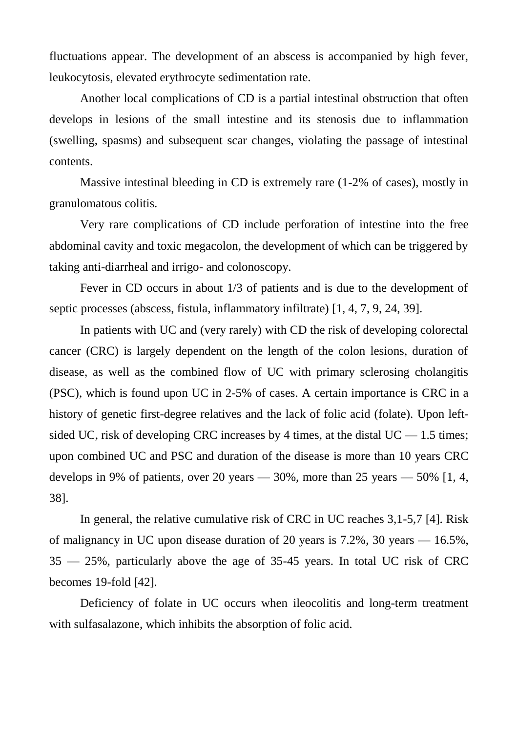fluctuations appear. The development of an abscess is accompanied by high fever, leukocytosis, elevated erythrocyte sedimentation rate.

Another local complications of CD is a partial intestinal obstruction that often develops in lesions of the small intestine and its stenosis due to inflammation (swelling, spasms) and subsequent scar changes, violating the passage of intestinal contents.

Massive intestinal bleeding in CD is extremely rare (1-2% of cases), mostly in granulomatous colitis.

Very rare complications of CD include perforation of intestine into the free abdominal cavity and toxic megacolon, the development of which can be triggered by taking anti-diarrheal and irrigo- and colonoscopy.

Fever in CD occurs in about 1/3 of patients and is due to the development of septic processes (abscess, fistula, inflammatory infiltrate) [1, 4, 7, 9, 24, 39].

In patients with UC and (very rarely) with CD the risk of developing colorectal cancer (CRC) is largely dependent on the length of the colon lesions, duration of disease, as well as the combined flow of UC with primary sclerosing cholangitis (PSC), which is found upon UC in 2-5% of cases. A certain importance is CRC in a history of genetic first-degree relatives and the lack of folic acid (folate). Upon left-sided UC, risk of developing CRC increases by 4 times, at the distal UC — 1.5 times; upon combined UC and PSC and duration of the disease is more than 10 years CRC develops in 9% of patients, over 20 years — 30%, more than 25 years — 50% [1, 4, 38].

In general, the relative cumulative risk of CRC in UC reaches 3,1-5,7 [4]. Risk of malignancy in UC upon disease duration of 20 years is 7.2%, 30 years — 16.5%, 35 — 25%, particularly above the age of 35-45 years. In total UC risk of CRC becomes 19-fold [42].

Deficiency of folate in UC occurs when ileocolitis and long-term treatment with sulfasalazone, which inhibits the absorption of folic acid.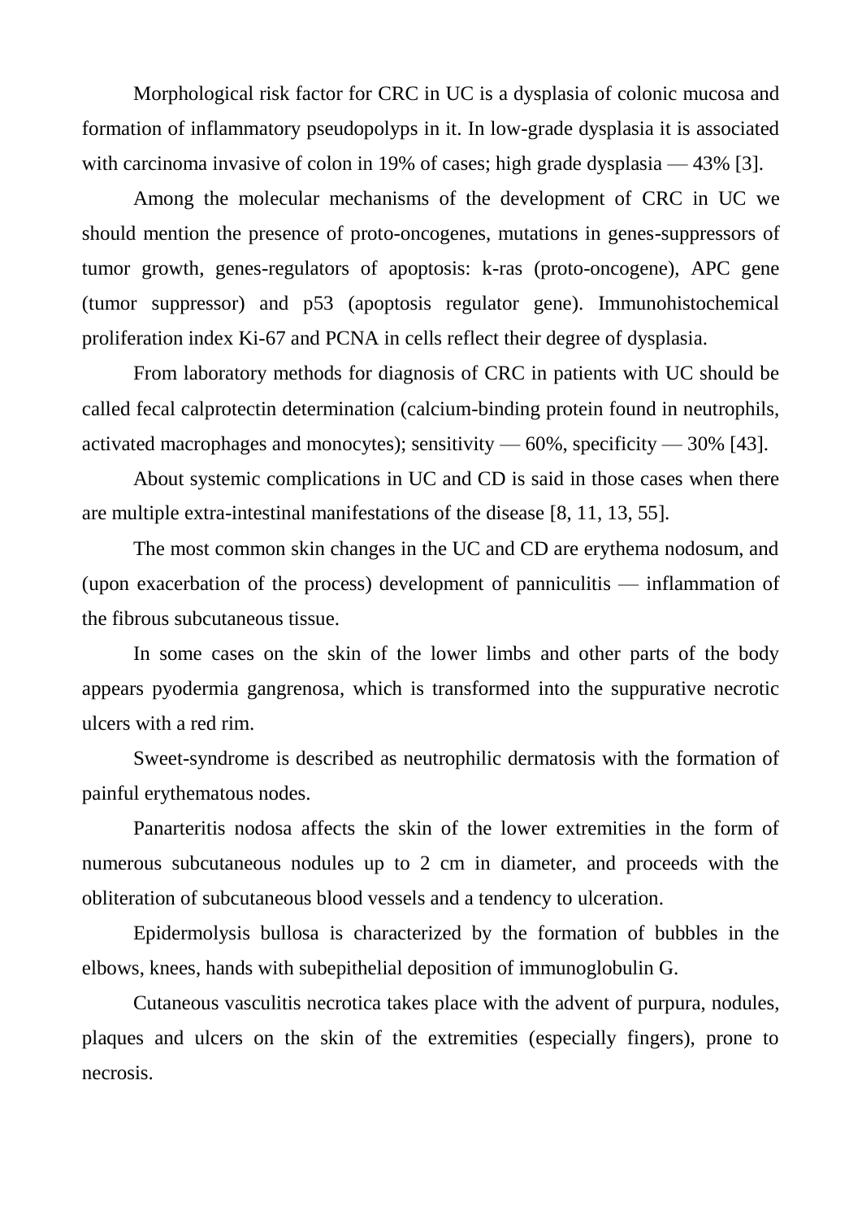Morphological risk factor for CRC in UC is a dysplasia of colonic mucosa and formation of inflammatory pseudopolyps in it. In low-grade dysplasia it is associated with carcinoma invasive of colon in 19% of cases; high grade dysplasia — 43% [3].

Among the molecular mechanisms of the development of CRC in UC we should mention the presence of proto-oncogenes, mutations in genes-suppressors of tumor growth, genes-regulators of apoptosis: k-ras (proto-oncogene), APC gene (tumor suppressor) and p53 (apoptosis regulator gene). Immunohistochemical proliferation index Ki-67 and PCNA in cells reflect their degree of dysplasia.

From laboratory methods for diagnosis of CRC in patients with UC should be called fecal calprotectin determination (calcium-binding protein found in neutrophils, activated macrophages and monocytes); sensitivity — 60%, specificity — 30% [43].

About systemic complications in UC and CD is said in those cases when there are multiple extra-intestinal manifestations of the disease [8, 11, 13, 55].

The most common skin changes in the UC and CD are erythema nodosum, and (upon exacerbation of the process) development of panniculitis — inflammation of the fibrous subcutaneous tissue.

In some cases on the skin of the lower limbs and other parts of the body appears pyodermia gangrenosa, which is transformed into the suppurative necrotic ulcers with a red rim.

Sweet-syndrome is described as neutrophilic dermatosis with the formation of painful erythematous nodes.

Panarteritis nodosa affects the skin of the lower extremities in the form of numerous subcutaneous nodules up to 2 cm in diameter, and proceeds with the obliteration of subcutaneous blood vessels and a tendency to ulceration.

Epidermolysis bullosa is characterized by the formation of bubbles in the elbows, knees, hands with subepithelial deposition of immunoglobulin G.

Cutaneous vasculitis necrotica takes place with the advent of purpura, nodules, plaques and ulcers on the skin of the extremities (especially fingers), prone to necrosis.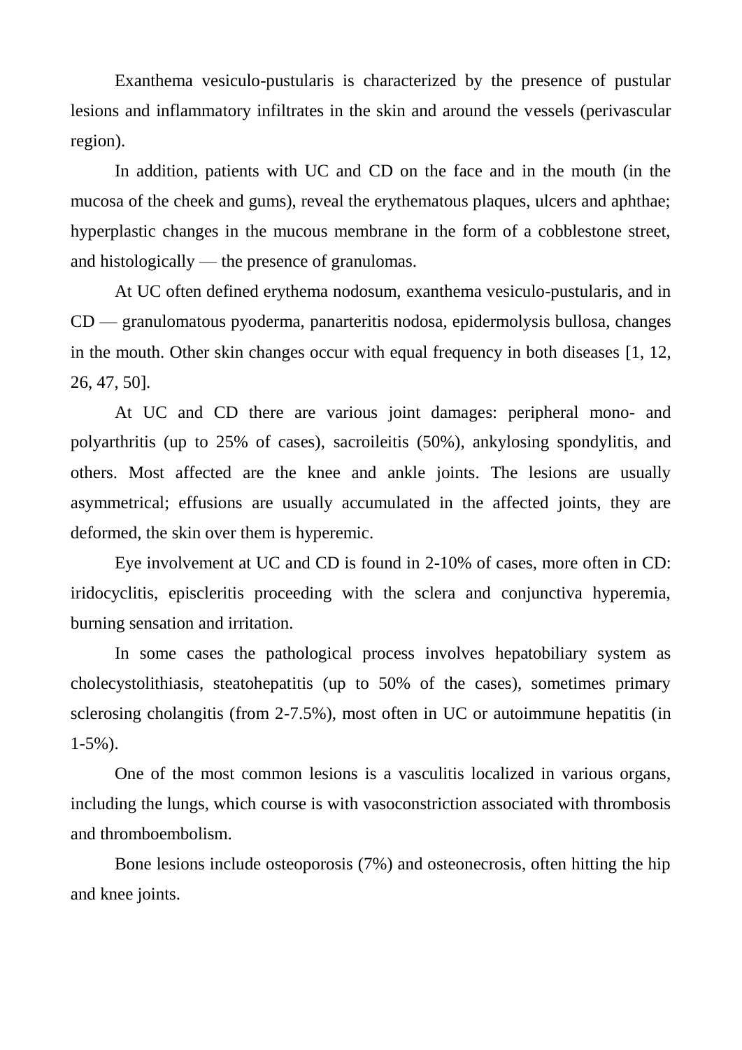Exanthema vesiculo-pustularis is characterized by the presence of pustular lesions and inflammatory infiltrates in the skin and around the vessels (perivascular region).

In addition, patients with UC and CD on the face and in the mouth (in the mucosa of the cheek and gums), reveal the erythematous plaques, ulcers and aphthae; hyperplastic changes in the mucous membrane in the form of a cobblestone street, and histologically — the presence of granulomas.

At UC often defined erythema nodosum, exanthema vesiculo-pustularis, and in CD — granulomatous pyoderma, panarteritis nodosa, epidermolysis bullosa, changes in the mouth. Other skin changes occur with equal frequency in both diseases [1, 12, 26, 47, 50].

At UC and CD there are various joint damages: peripheral mono- and polyarthritis (up to 25% of cases), sacroileitis (50%), ankylosing spondylitis, and others. Most affected are the knee and ankle joints. The lesions are usually asymmetrical; effusions are usually accumulated in the affected joints, they are deformed, the skin over them is hyperemic.

Eye involvement at UC and CD is found in 2-10% of cases, more often in CD: iridocyclitis, episcleritis proceeding with the sclera and conjunctiva hyperemia, burning sensation and irritation.

In some cases the pathological process involves hepatobiliary system as cholecystolithiasis, steatohepatitis (up to 50% of the cases), sometimes primary sclerosing cholangitis (from 2-7.5%), most often in UC or autoimmune hepatitis (in 1-5%).

One of the most common lesions is a vasculitis localized in various organs, including the lungs, which course is with vasoconstriction associated with thrombosis and thromboembolism.

Bone lesions include osteoporosis (7%) and osteonecrosis, often hitting the hip and knee joints.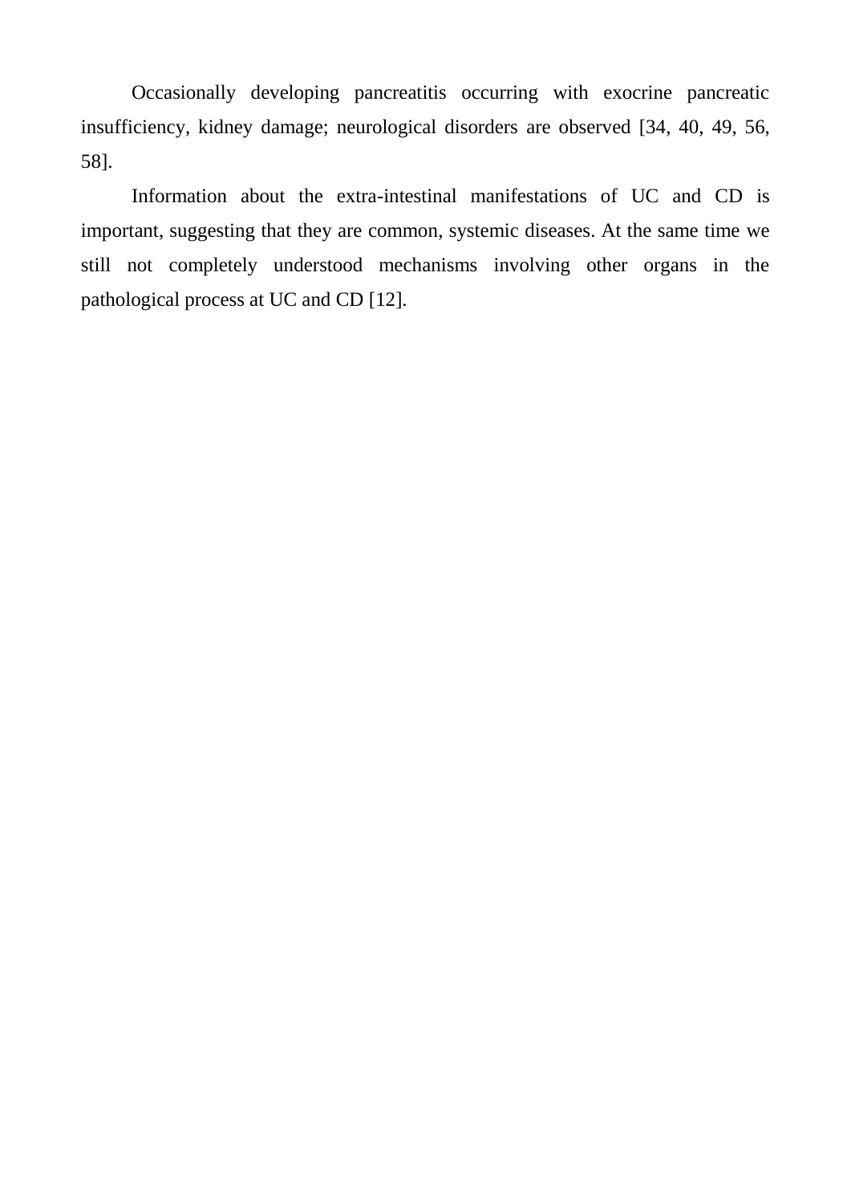Occasionally developing pancreatitis occurring with exocrine pancreatic insufficiency, kidney damage; neurological disorders are observed [34, 40, 49, 56, 58].

Information about the extra-intestinal manifestations of UC and CD is important, suggesting that they are common, systemic diseases. At the same time we still not completely understood mechanisms involving other organs in the pathological process at UC and CD [12].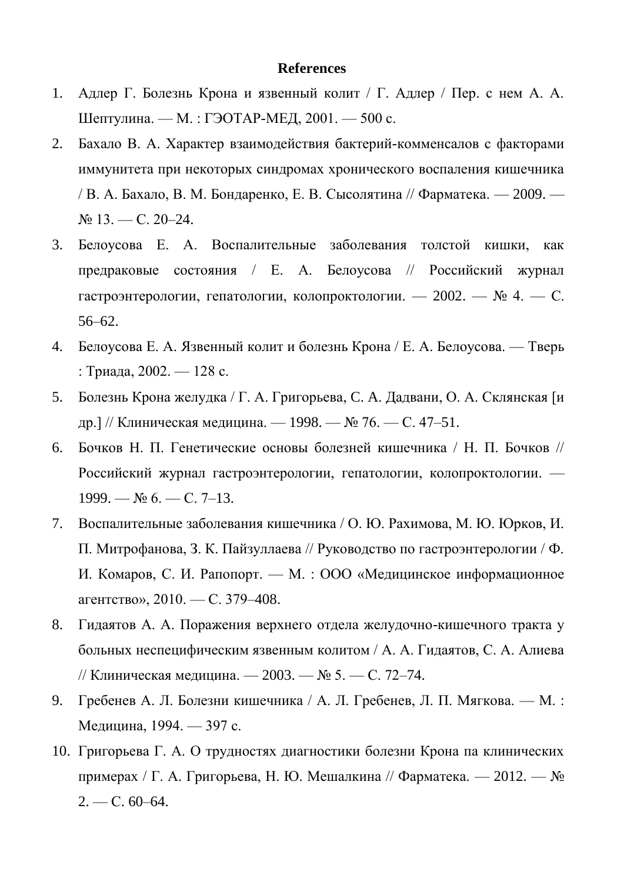**References**

1. Адлер Г. Болезнь Крона и язвенный колит / Г. Адлер / Пер. с нем А. А. Шептулина. — М. : ГЭОТАР-МЕД, 2001. — 500 с.
2. Бахало В. А. Характер взаимодействия бактерий-комменсалов с факторами иммунитета при некоторых синдромах хронического воспаления кишечника / В. А. Бахало, В. М. Бондаренко, Е. В. Сысолятина // Фарматека. — 2009. — № 13. — С. 20–24.
3. Белоусова Е. А. Воспалительные заболевания толстой кишки, как предраковые состояния / Е. А. Белоусова // Российский журнал гастроэнтерологии, гепатологии, колопроктологии. — 2002. — № 4. — С. 56–62.
4. Белоусова Е. А. Язвенный колит и болезнь Крона / Е. А. Белоусова. — Тверь : Триада, 2002. — 128 с.
5. Болезнь Крона желудка / Г. А. Григорьева, С. А. Дадвани, О. А. Склянская [и др.] // Клиническая медицина. — 1998. — № 76. — С. 47–51.
6. Бочков Н. П. Генетические основы болезней кишечника / Н. П. Бочков // Российский журнал гастроэнтерологии, гепатологии, колопроктологии. — 1999. — № 6. — С. 7–13.
7. Воспалительные заболевания кишечника / О. Ю. Рахимова, М. Ю. Юрков, И. П. Митрофанова, З. К. Пайзуллаева // Руководство по гастроэнтерологии / Ф. И. Комаров, С. И. Рапопорт. — М. : ООО «Медицинское информационное агентство», 2010. — С. 379–408.
8. Гидаятов А. А. Поражения верхнего отдела желудочно-кишечного тракта у больных неспецифическим язвенным колитом / А. А. Гидаятов, С. А. Алиева // Клиническая медицина. — 2003. — № 5. — С. 72–74.
9. Гребенев А. Л. Болезни кишечника / А. Л. Гребенев, Л. П. Мягкова. — М. : Медицина, 1994. — 397 с.
10. Григорьева Г. А. О трудностях диагностики болезни Крона па клинических примерах / Г. А. Григорьева, Н. Ю. Мешалкина // Фарматека. — 2012. — № 2. — С. 60–64.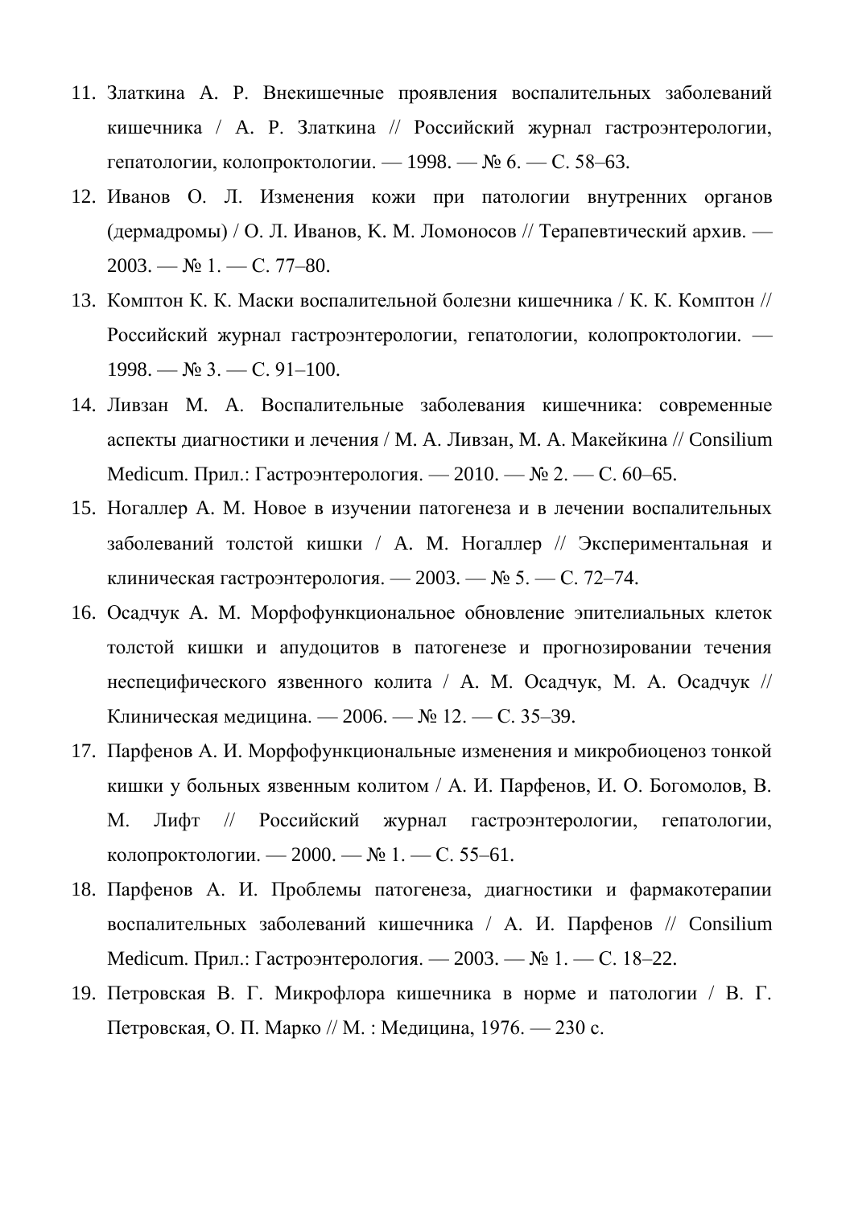11. Златкина А. Р. Внекишечные проявления воспалительных заболеваний кишечника / А. Р. Златкина // Российский журнал гастроэнтерологии, гепатологии, колопроктологии. — 1998. — № 6. — С. 58–63.
12. Иванов О. Л. Изменения кожи при патологии внутренних органов (дермадромы) / О. Л. Иванов, К. М. Ломоносов // Терапевтический архив. — 2003. — № 1. — С. 77–80.
13. Комптон К. К. Маски воспалительной болезни кишечника / К. К. Комптон // Российский журнал гастроэнтерологии, гепатологии, колопроктологии. — 1998. — № 3. — С. 91–100.
14. Ливзан М. А. Воспалительные заболевания кишечника: современные аспекты диагностики и лечения / М. А. Ливзан, М. А. Макейкина // Consilium Medicum. Прил.: Гастроэнтерология. — 2010. — № 2. — С. 60–65.
15. Ногаллер А. М. Новое в изучении патогенеза и в лечении воспалительных заболеваний толстой кишки / А. М. Ногаллер // Экспериментальная и клиническая гастроэнтерология. — 2003. — № 5. — С. 72–74.
16. Осадчук А. М. Морфофункциональное обновление эпителиальных клеток толстой кишки и апудоцитов в патогенезе и прогнозировании течения неспецифического язвенного колита / А. М. Осадчук, М. А. Осадчук // Клиническая медицина. — 2006. — № 12. — С. 35–39.
17. Парфенов А. И. Морфофункциональные изменения и микробиоценоз тонкой кишки у больных язвенным колитом / А. И. Парфенов, И. О. Богомолов, В. М. Лифт // Российский журнал гастроэнтерологии, гепатологии, колопроктологии. — 2000. — № 1. — С. 55–61.
18. Парфенов А. И. Проблемы патогенеза, диагностики и фармакотерапии воспалительных заболеваний кишечника / А. И. Парфенов // Consilium Medicum. Прил.: Гастроэнтерология. — 2003. — № 1. — С. 18–22.
19. Петровская В. Г. Микрофлора кишечника в норме и патологии / В. Г. Петровская, О. П. Марко // М. : Медицина, 1976. — 230 с.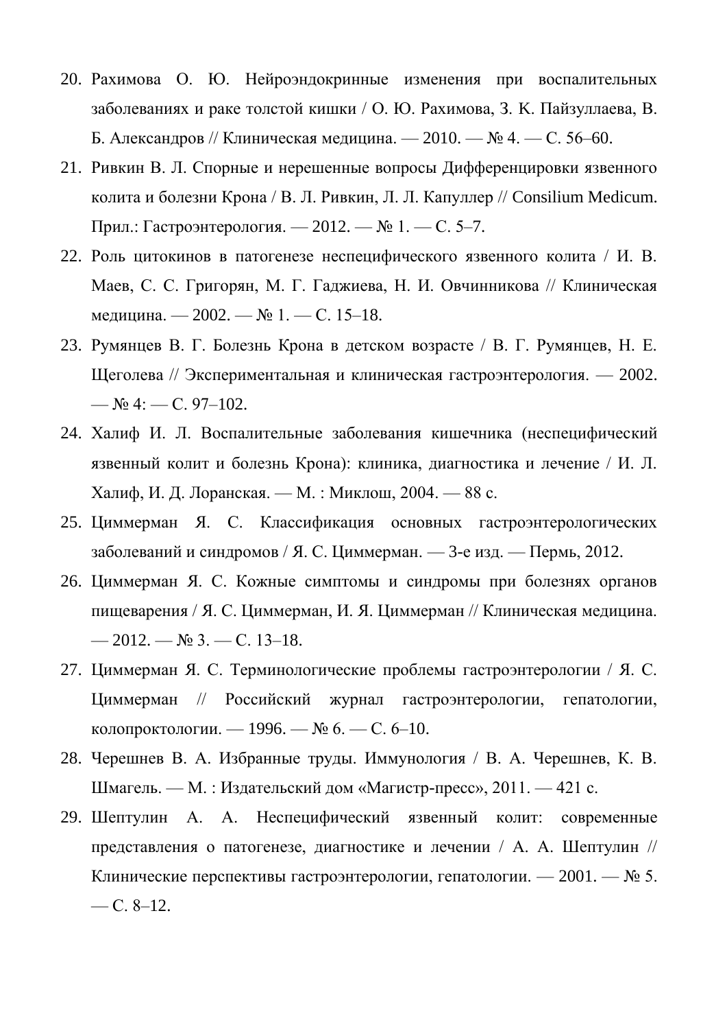20. Рахимова О. Ю. Нейроэндокринные изменения при воспалительных заболеваниях и раке толстой кишки / О. Ю. Рахимова, З. К. Пайзуллаева, В. Б. Александров // Клиническая медицина. — 2010. — № 4. — С. 56–60.
21. Ривкин В. Л. Спорные и нерешенные вопросы Дифференцировки язвенного колита и болезни Крона / В. Л. Ривкин, Л. Л. Капуллер // Consilium Medicum. Прил.: Гастроэнтерология. — 2012. — № 1. — С. 5–7.
22. Роль цитокинов в патогенезе неспецифического язвенного колита / И. В. Маев, С. С. Григорян, М. Г. Гаджиева, Н. И. Овчинникова // Клиническая медицина. — 2002. — № 1. — С. 15–18.
23. Румянцев В. Г. Болезнь Крона в детском возрасте / В. Г. Румянцев, Н. Е. Щеголева // Экспериментальная и клиническая гастроэнтерология. — 2002. — № 4: — С. 97–102.
24. Халиф И. Л. Воспалительные заболевания кишечника (неспецифический язвенный колит и болезнь Крона): клиника, диагностика и лечение / И. Л. Халиф, И. Д. Лоранская. — М. : Миклош, 2004. — 88 с.
25. Циммерман Я. С. Классификация основных гастроэнтерологических заболеваний и синдромов / Я. С. Циммерман. — 3-е изд. — Пермь, 2012.
26. Циммерман Я. С. Кожные симптомы и синдромы при болезнях органов пищеварения / Я. С. Циммерман, И. Я. Циммерман // Клиническая медицина. — 2012. — № 3. — С. 13–18.
27. Циммерман Я. С. Терминологические проблемы гастроэнтерологии / Я. С. Циммерман // Российский журнал гастроэнтерологии, гепатологии, колопроктологии. — 1996. — № 6. — С. 6–10.
28. Черешнев В. А. Избранные труды. Иммунология / В. А. Черешнев, К. В. Шмагель. — М. : Издательский дом «Магистр-пресс», 2011. — 421 с.
29. Шептулин А. А. Неспецифический язвенный колит: современные представления о патогенезе, диагностике и лечении / А. А. Шептулин // Клинические перспективы гастроэнтерологии, гепатологии. — 2001. — № 5. — С. 8–12.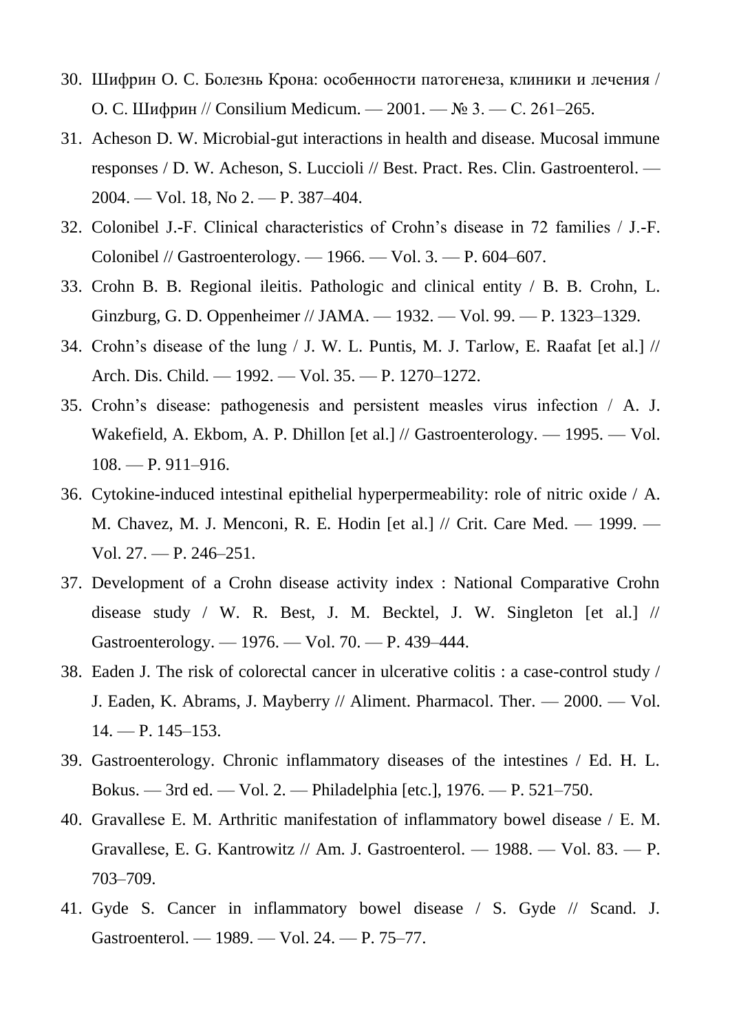30. Шифрин О. С. Болезнь Крона: особенности патогенеза, клиники и лечения / О. С. Шифрин // Consilium Medicum. — 2001. — № 3. — С. 261–265.
31. Acheson D. W. Microbial-gut interactions in health and disease. Mucosal immune responses / D. W. Acheson, S. Luccioli // Best. Pract. Res. Clin. Gastroenterol. — 2004. — Vol. 18, No 2. — P. 387–404.
32. Colonibel J.-F. Clinical characteristics of Crohn's disease in 72 families / J.-F. Colonibel // Gastroenterology. — 1966. — Vol. 3. — P. 604–607.
33. Crohn B. B. Regional ileitis. Pathologic and clinical entity / B. B. Crohn, L. Ginzburg, G. D. Oppenheimer // JAMA. — 1932. — Vol. 99. — P. 1323–1329.
34. Crohn's disease of the lung / J. W. L. Puntis, M. J. Tarlow, E. Raafat [et al.] // Arch. Dis. Child. — 1992. — Vol. 35. — P. 1270–1272.
35. Crohn's disease: pathogenesis and persistent measles virus infection / A. J. Wakefield, A. Ekbom, A. P. Dhillon [et al.] // Gastroenterology. — 1995. — Vol. 108. — P. 911–916.
36. Cytokine-induced intestinal epithelial hyperpermeability: role of nitric oxide / A. M. Chavez, M. J. Menconi, R. E. Hodin [et al.] // Crit. Care Med. — 1999. — Vol. 27. — P. 246–251.
37. Development of a Crohn disease activity index : National Comparative Crohn disease study / W. R. Best, J. M. Becktel, J. W. Singleton [et al.] // Gastroenterology. — 1976. — Vol. 70. — P. 439–444.
38. Eaden J. The risk of colorectal cancer in ulcerative colitis : a case-control study / J. Eaden, K. Abrams, J. Mayberry // Aliment. Pharmacol. Ther. — 2000. — Vol. 14. — P. 145–153.
39. Gastroenterology. Chronic inflammatory diseases of the intestines / Ed. H. L. Bokus. — 3rd ed. — Vol. 2. — Philadelphia [etc.], 1976. — P. 521–750.
40. Gravallese E. M. Arthritic manifestation of inflammatory bowel disease / E. M. Gravallese, E. G. Kantrowitz // Am. J. Gastroenterol. — 1988. — Vol. 83. — P. 703–709.
41. Gyde S. Cancer in inflammatory bowel disease / S. Gyde // Scand. J. Gastroenterol. — 1989. — Vol. 24. — P. 75–77.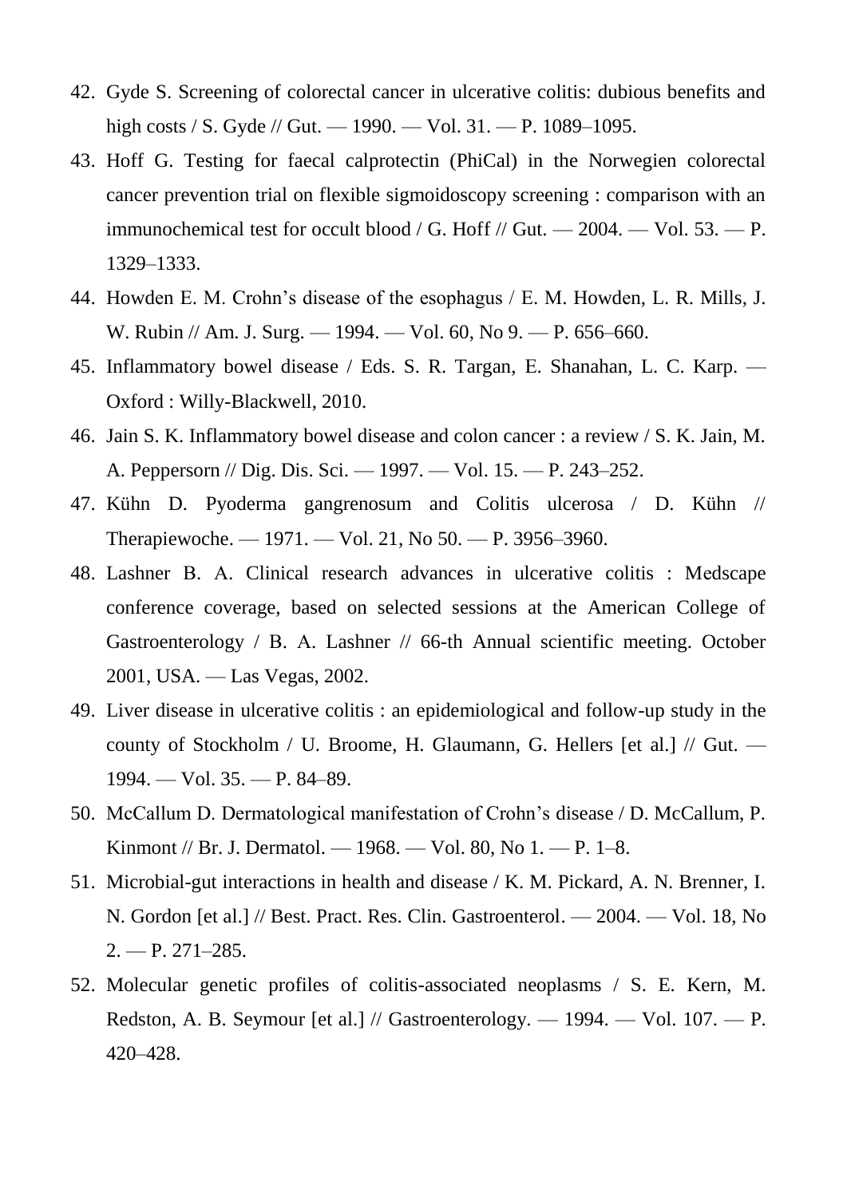42. Gyde S. Screening of colorectal cancer in ulcerative colitis: dubious benefits and high costs / S. Gyde // Gut. — 1990. — Vol. 31. — P. 1089–1095.
43. Hoff G. Testing for faecal calprotectin (PhiCal) in the Norwegien colorectal cancer prevention trial on flexible sigmoidoscopy screening : comparison with an immunochemical test for occult blood / G. Hoff // Gut. — 2004. — Vol. 53. — P. 1329–1333.
44. Howden E. M. Crohn's disease of the esophagus / E. M. Howden, L. R. Mills, J. W. Rubin // Am. J. Surg. — 1994. — Vol. 60, No 9. — P. 656–660.
45. Inflammatory bowel disease / Eds. S. R. Targan, E. Shanahan, L. C. Karp. — Oxford : Willy-Blackwell, 2010.
46. Jain S. K. Inflammatory bowel disease and colon cancer : a review / S. K. Jain, M. A. Peppersorn // Dig. Dis. Sci. — 1997. — Vol. 15. — P. 243–252.
47. Kühn D. Pyoderma gangrenosum and Colitis ulcerosa / D. Kühn // Therapiewoche. — 1971. — Vol. 21, No 50. — P. 3956–3960.
48. Lashner B. A. Clinical research advances in ulcerative colitis : Medscape conference coverage, based on selected sessions at the American College of Gastroenterology / B. A. Lashner // 66-th Annual scientific meeting. October 2001, USA. — Las Vegas, 2002.
49. Liver disease in ulcerative colitis : an epidemiological and follow-up study in the county of Stockholm / U. Broome, H. Glaumann, G. Hellers [et al.] // Gut. — 1994. — Vol. 35. — P. 84–89.
50. McCallum D. Dermatological manifestation of Crohn's disease / D. McCallum, P. Kinmont // Br. J. Dermatol. — 1968. — Vol. 80, No 1. — P. 1–8.
51. Microbial-gut interactions in health and disease / K. M. Pickard, A. N. Brenner, I. N. Gordon [et al.] // Best. Pract. Res. Clin. Gastroenterol. — 2004. — Vol. 18, No 2. — P. 271–285.
52. Molecular genetic profiles of colitis-associated neoplasms / S. E. Kern, M. Redston, A. B. Seymour [et al.] // Gastroenterology. — 1994. — Vol. 107. — P. 420–428.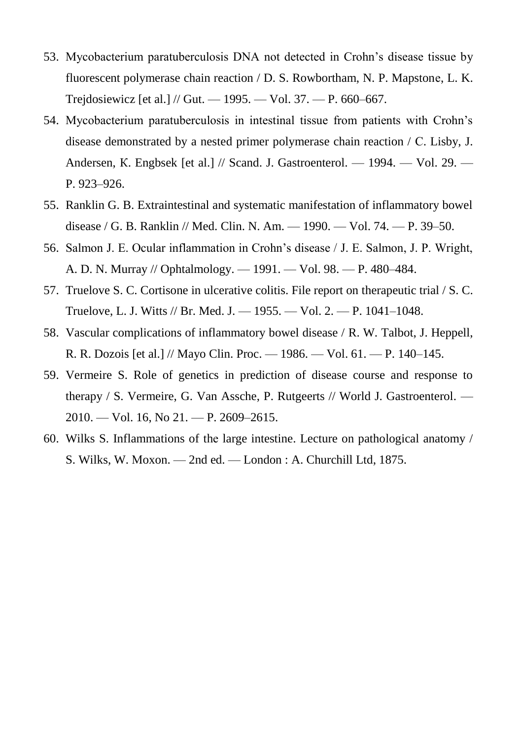53. Mycobacterium paratuberculosis DNA not detected in Crohn's disease tissue by fluorescent polymerase chain reaction / D. S. Rowbortham, N. P. Mapstone, L. K. Trejdosiewicz [et al.] // Gut. — 1995. — Vol. 37. — P. 660–667.
54. Mycobacterium paratuberculosis in intestinal tissue from patients with Crohn's disease demonstrated by a nested primer polymerase chain reaction / C. Lisby, J. Andersen, K. Engbsek [et al.] // Scand. J. Gastroenterol. — 1994. — Vol. 29. — P. 923–926.
55. Ranklin G. B. Extraintestinal and systematic manifestation of inflammatory bowel disease / G. B. Ranklin // Med. Clin. N. Am. — 1990. — Vol. 74. — P. 39–50.
56. Salmon J. E. Ocular inflammation in Crohn's disease / J. E. Salmon, J. P. Wright, A. D. N. Murray // Ophtalmology. — 1991. — Vol. 98. — P. 480–484.
57. Truelove S. C. Cortisone in ulcerative colitis. File report on therapeutic trial / S. C. Truelove, L. J. Witts // Br. Med. J. — 1955. — Vol. 2. — P. 1041–1048.
58. Vascular complications of inflammatory bowel disease / R. W. Talbot, J. Heppell, R. R. Dozois [et al.] // Mayo Clin. Proc. — 1986. — Vol. 61. — P. 140–145.
59. Vermeire S. Role of genetics in prediction of disease course and response to therapy / S. Vermeire, G. Van Assche, P. Rutgeerts // World J. Gastroenterol. — 2010. — Vol. 16, No 21. — P. 2609–2615.
60. Wilks S. Inflammations of the large intestine. Lecture on pathological anatomy / S. Wilks, W. Moxon. — 2nd ed. — London : A. Churchill Ltd, 1875.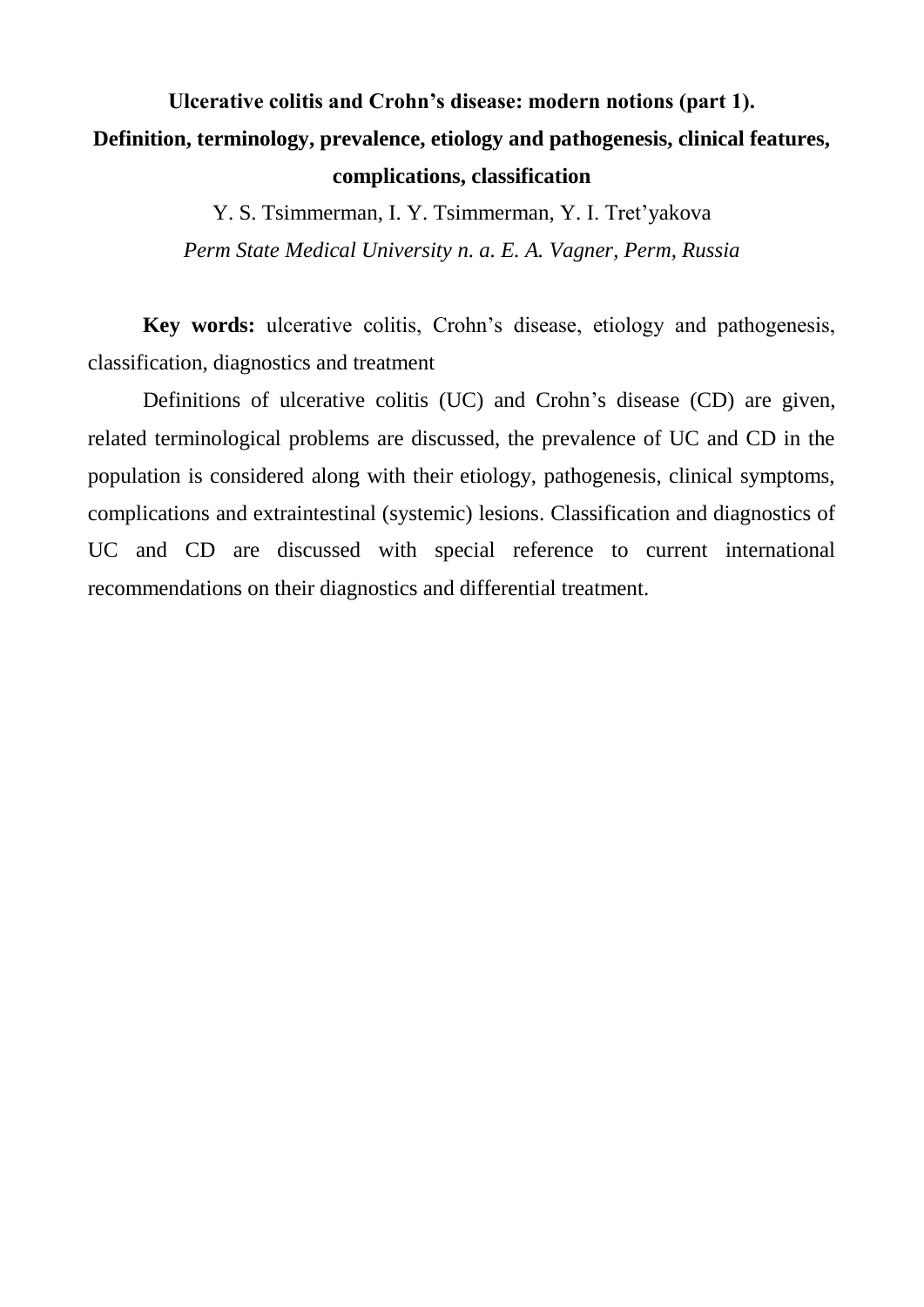**Ulcerative colitis and Crohn's disease: modern notions (part 1).**
**Definition, terminology, prevalence, etiology and pathogenesis, clinical features, complications, classification**

Y. S. Tsimmerman, I. Y. Tsimmerman, Y. I. Tret'yakova

*Perm State Medical University n. a. E. A. Vagner, Perm, Russia*

**Key words:** ulcerative colitis, Crohn's disease, etiology and pathogenesis, classification, diagnostics and treatment

Definitions of ulcerative colitis (UC) and Crohn's disease (CD) are given, related terminological problems are discussed, the prevalence of UC and CD in the population is considered along with their etiology, pathogenesis, clinical symptoms, complications and extraintestinal (systemic) lesions. Classification and diagnostics of UC and CD are discussed with special reference to current international recommendations on their diagnostics and differential treatment.